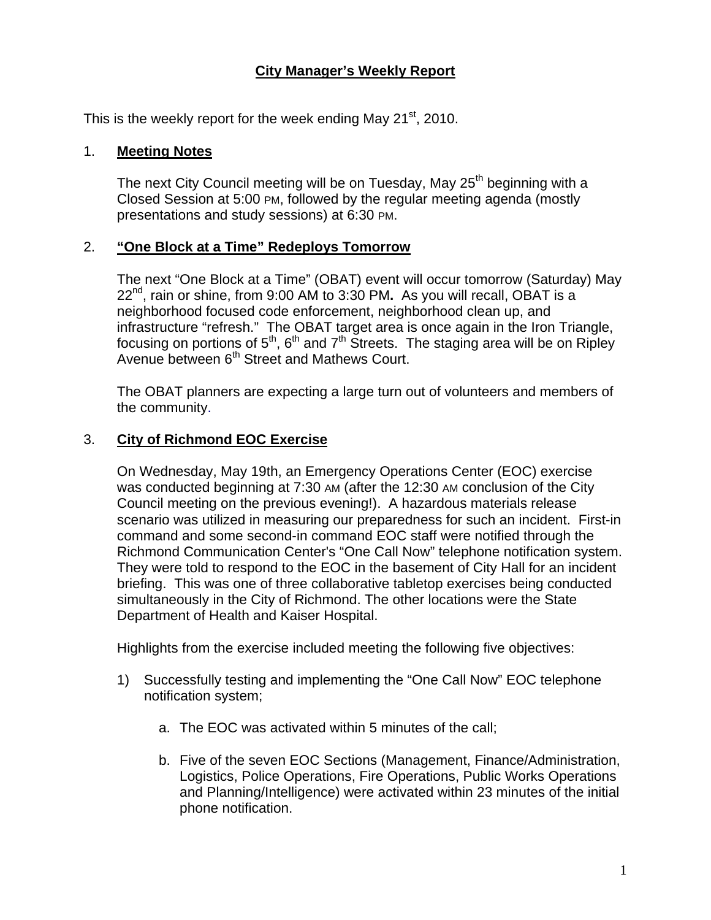# City Manager's Weekly Report

This is the weekly report for the week ending May 21st, 2010.

## 1. Meeting Notes

The next City Council meeting will be on Tuesday, May 25th beginning with a Closed Session at 5:00 PM, followed by the regular meeting agenda (mostly presentations and study sessions) at 6:30 PM.

## 2. "One Block at a Time" Redeploys Tomorrow

The next "One Block at a Time" (OBAT) event will occur tomorrow (Saturday) May 22nd, rain or shine, from 9:00 AM to 3:30 PM**.** As you will recall, OBAT is a neighborhood focused code enforcement, neighborhood clean up, and infrastructure "refresh." The OBAT target area is once again in the Iron Triangle, focusing on portions of 5th, 6th and 7th Streets. The staging area will be on Ripley Avenue between 6th Street and Mathews Court.

The OBAT planners are expecting a large turn out of volunteers and members of the community.

## 3. City of Richmond EOC Exercise

On Wednesday, May 19th, an Emergency Operations Center (EOC) exercise was conducted beginning at 7:30 AM (after the 12:30 AM conclusion of the City Council meeting on the previous evening!). A hazardous materials release scenario was utilized in measuring our preparedness for such an incident. First-in command and some second-in command EOC staff were notified through the Richmond Communication Center's "One Call Now" telephone notification system. They were told to respond to the EOC in the basement of City Hall for an incident briefing. This was one of three collaborative tabletop exercises being conducted simultaneously in the City of Richmond. The other locations were the State Department of Health and Kaiser Hospital.

Highlights from the exercise included meeting the following five objectives:

1) Successfully testing and implementing the "One Call Now" EOC telephone notification system;

   a. The EOC was activated within 5 minutes of the call;

   b. Five of the seven EOC Sections (Management, Finance/Administration, Logistics, Police Operations, Fire Operations, Public Works Operations and Planning/Intelligence) were activated within 23 minutes of the initial phone notification.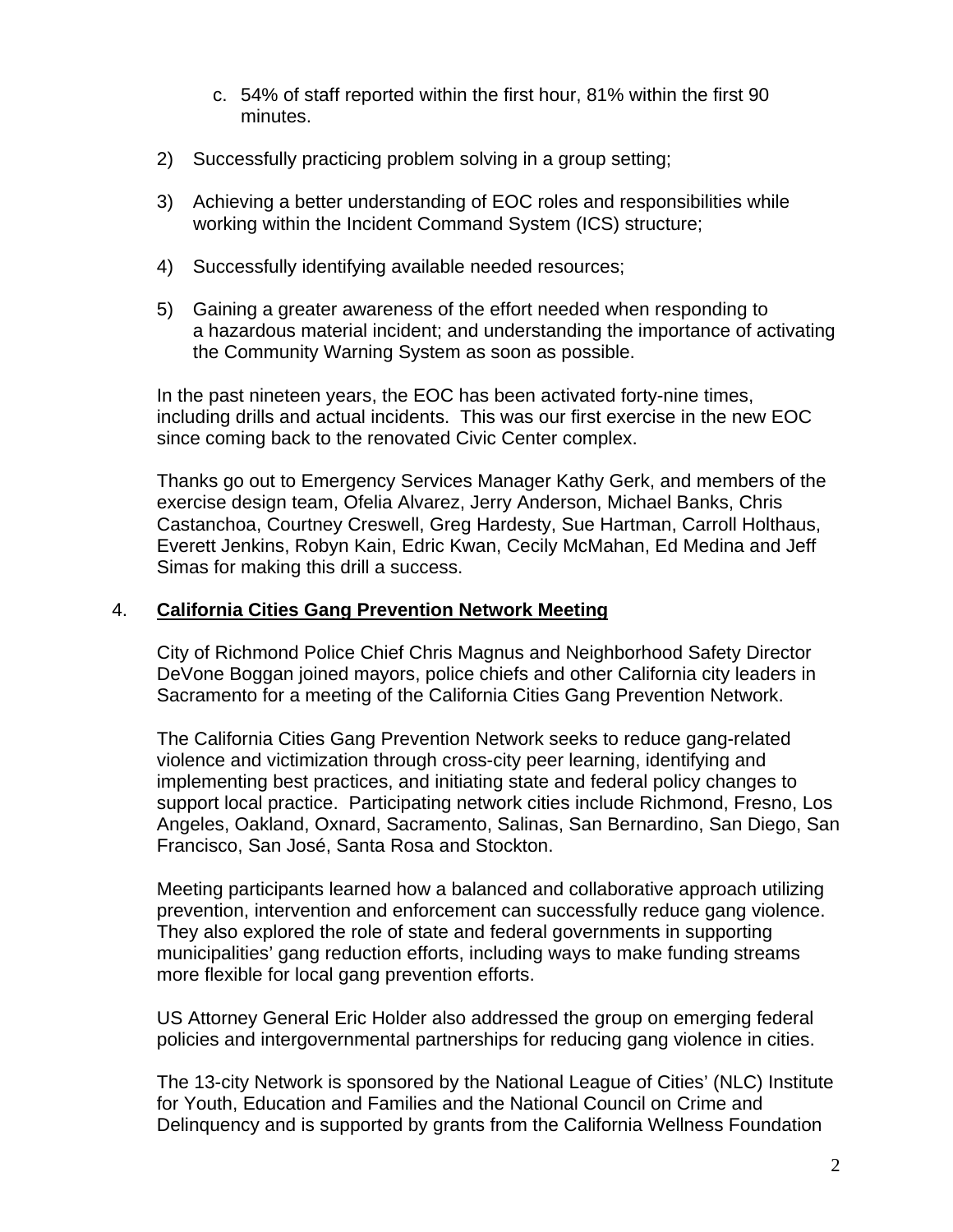c. 54% of staff reported within the first hour, 81% within the first 90 minutes.

2) Successfully practicing problem solving in a group setting;

3) Achieving a better understanding of EOC roles and responsibilities while working within the Incident Command System (ICS) structure;

4) Successfully identifying available needed resources;

5) Gaining a greater awareness of the effort needed when responding to a hazardous material incident; and understanding the importance of activating the Community Warning System as soon as possible.

In the past nineteen years, the EOC has been activated forty-nine times, including drills and actual incidents. This was our first exercise in the new EOC since coming back to the renovated Civic Center complex.

Thanks go out to Emergency Services Manager Kathy Gerk, and members of the exercise design team, Ofelia Alvarez, Jerry Anderson, Michael Banks, Chris Castanchoa, Courtney Creswell, Greg Hardesty, Sue Hartman, Carroll Holthaus, Everett Jenkins, Robyn Kain, Edric Kwan, Cecily McMahan, Ed Medina and Jeff Simas for making this drill a success.

4. **California Cities Gang Prevention Network Meeting**

City of Richmond Police Chief Chris Magnus and Neighborhood Safety Director DeVone Boggan joined mayors, police chiefs and other California city leaders in Sacramento for a meeting of the California Cities Gang Prevention Network.

The California Cities Gang Prevention Network seeks to reduce gang-related violence and victimization through cross-city peer learning, identifying and implementing best practices, and initiating state and federal policy changes to support local practice. Participating network cities include Richmond, Fresno, Los Angeles, Oakland, Oxnard, Sacramento, Salinas, San Bernardino, San Diego, San Francisco, San José, Santa Rosa and Stockton.

Meeting participants learned how a balanced and collaborative approach utilizing prevention, intervention and enforcement can successfully reduce gang violence. They also explored the role of state and federal governments in supporting municipalities' gang reduction efforts, including ways to make funding streams more flexible for local gang prevention efforts.

US Attorney General Eric Holder also addressed the group on emerging federal policies and intergovernmental partnerships for reducing gang violence in cities.

The 13-city Network is sponsored by the National League of Cities' (NLC) Institute for Youth, Education and Families and the National Council on Crime and Delinquency and is supported by grants from the California Wellness Foundation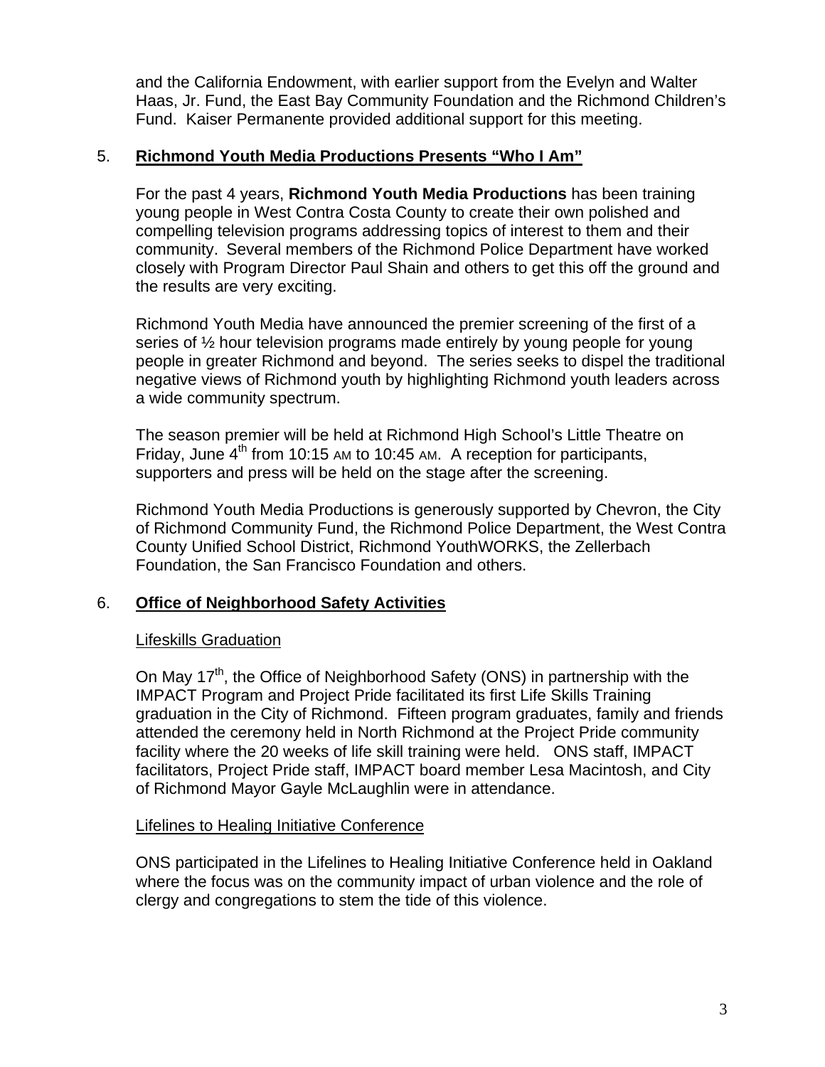and the California Endowment, with earlier support from the Evelyn and Walter Haas, Jr. Fund, the East Bay Community Foundation and the Richmond Children's Fund. Kaiser Permanente provided additional support for this meeting.

5. **Richmond Youth Media Productions Presents "Who I Am"**

For the past 4 years, **Richmond Youth Media Productions** has been training young people in West Contra Costa County to create their own polished and compelling television programs addressing topics of interest to them and their community. Several members of the Richmond Police Department have worked closely with Program Director Paul Shain and others to get this off the ground and the results are very exciting.

Richmond Youth Media have announced the premier screening of the first of a series of ½ hour television programs made entirely by young people for young people in greater Richmond and beyond. The series seeks to dispel the traditional negative views of Richmond youth by highlighting Richmond youth leaders across a wide community spectrum.

The season premier will be held at Richmond High School's Little Theatre on Friday, June 4th from 10:15 AM to 10:45 AM. A reception for participants, supporters and press will be held on the stage after the screening.

Richmond Youth Media Productions is generously supported by Chevron, the City of Richmond Community Fund, the Richmond Police Department, the West Contra County Unified School District, Richmond YouthWORKS, the Zellerbach Foundation, the San Francisco Foundation and others.

6. **Office of Neighborhood Safety Activities**

Lifeskills Graduation

On May 17th, the Office of Neighborhood Safety (ONS) in partnership with the IMPACT Program and Project Pride facilitated its first Life Skills Training graduation in the City of Richmond. Fifteen program graduates, family and friends attended the ceremony held in North Richmond at the Project Pride community facility where the 20 weeks of life skill training were held. ONS staff, IMPACT facilitators, Project Pride staff, IMPACT board member Lesa Macintosh, and City of Richmond Mayor Gayle McLaughlin were in attendance.

Lifelines to Healing Initiative Conference

ONS participated in the Lifelines to Healing Initiative Conference held in Oakland where the focus was on the community impact of urban violence and the role of clergy and congregations to stem the tide of this violence.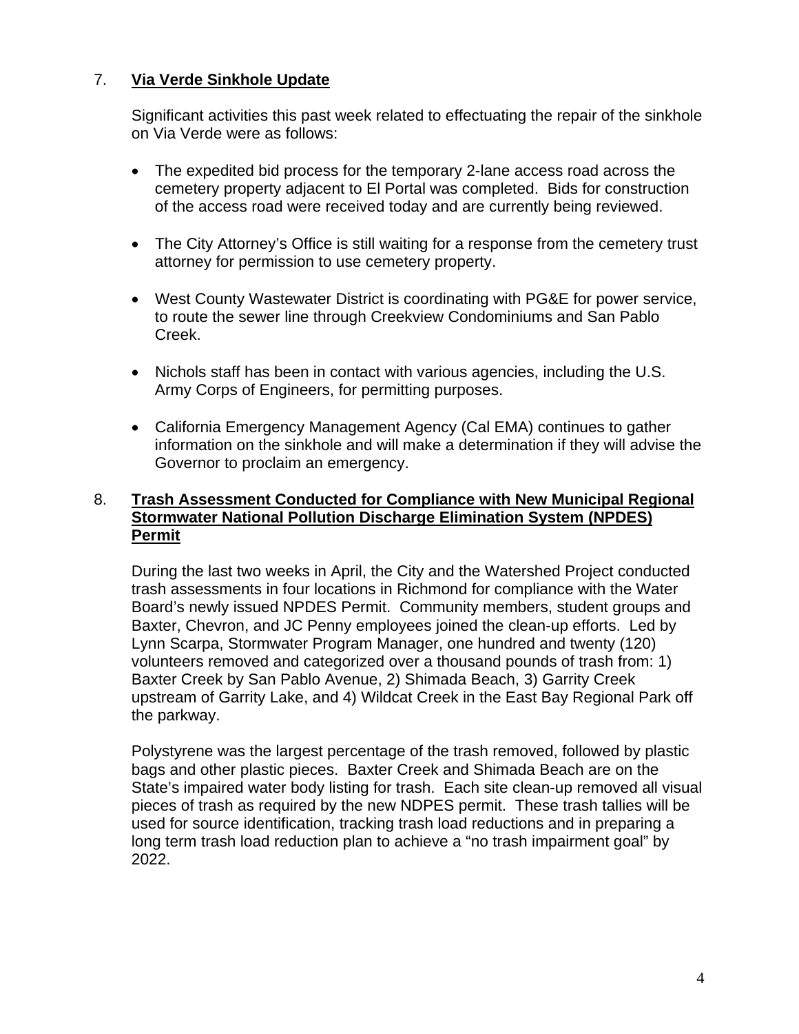7. **Via Verde Sinkhole Update**

   Significant activities this past week related to effectuating the repair of the sinkhole on Via Verde were as follows:

   - The expedited bid process for the temporary 2-lane access road across the cemetery property adjacent to El Portal was completed. Bids for construction of the access road were received today and are currently being reviewed.

   - The City Attorney's Office is still waiting for a response from the cemetery trust attorney for permission to use cemetery property.

   - West County Wastewater District is coordinating with PG&E for power service, to route the sewer line through Creekview Condominiums and San Pablo Creek.

   - Nichols staff has been in contact with various agencies, including the U.S. Army Corps of Engineers, for permitting purposes.

   - California Emergency Management Agency (Cal EMA) continues to gather information on the sinkhole and will make a determination if they will advise the Governor to proclaim an emergency.

8. **Trash Assessment Conducted for Compliance with New Municipal Regional Stormwater National Pollution Discharge Elimination System (NPDES) Permit**

   During the last two weeks in April, the City and the Watershed Project conducted trash assessments in four locations in Richmond for compliance with the Water Board's newly issued NPDES Permit. Community members, student groups and Baxter, Chevron, and JC Penny employees joined the clean-up efforts. Led by Lynn Scarpa, Stormwater Program Manager, one hundred and twenty (120) volunteers removed and categorized over a thousand pounds of trash from: 1) Baxter Creek by San Pablo Avenue, 2) Shimada Beach, 3) Garrity Creek upstream of Garrity Lake, and 4) Wildcat Creek in the East Bay Regional Park off the parkway.

   Polystyrene was the largest percentage of the trash removed, followed by plastic bags and other plastic pieces. Baxter Creek and Shimada Beach are on the State's impaired water body listing for trash. Each site clean-up removed all visual pieces of trash as required by the new NDPES permit. These trash tallies will be used for source identification, tracking trash load reductions and in preparing a long term trash load reduction plan to achieve a "no trash impairment goal" by 2022.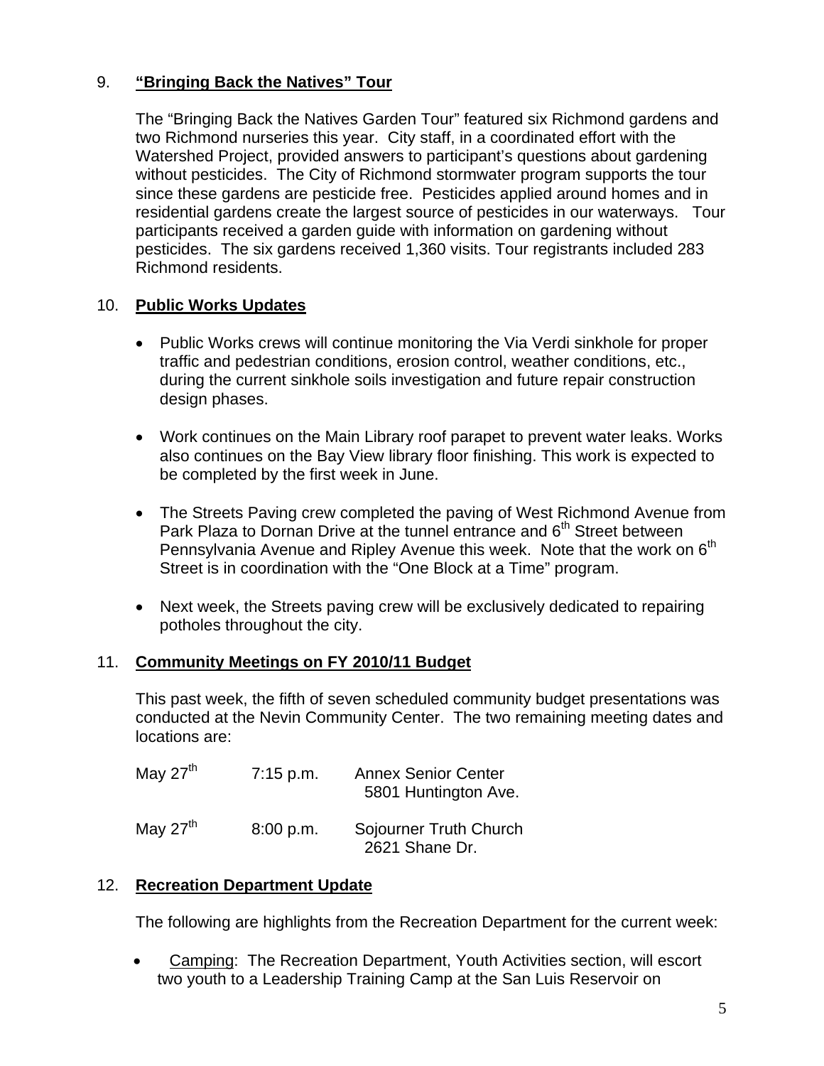## 9. **"Bringing Back the Natives" Tour**

The "Bringing Back the Natives Garden Tour" featured six Richmond gardens and two Richmond nurseries this year. City staff, in a coordinated effort with the Watershed Project, provided answers to participant's questions about gardening without pesticides. The City of Richmond stormwater program supports the tour since these gardens are pesticide free. Pesticides applied around homes and in residential gardens create the largest source of pesticides in our waterways. Tour participants received a garden guide with information on gardening without pesticides. The six gardens received 1,360 visits. Tour registrants included 283 Richmond residents.

## 10. **Public Works Updates**

- Public Works crews will continue monitoring the Via Verdi sinkhole for proper traffic and pedestrian conditions, erosion control, weather conditions, etc., during the current sinkhole soils investigation and future repair construction design phases.

- Work continues on the Main Library roof parapet to prevent water leaks. Works also continues on the Bay View library floor finishing. This work is expected to be completed by the first week in June.

- The Streets Paving crew completed the paving of West Richmond Avenue from Park Plaza to Dornan Drive at the tunnel entrance and 6th Street between Pennsylvania Avenue and Ripley Avenue this week. Note that the work on 6th Street is in coordination with the "One Block at a Time" program.

- Next week, the Streets paving crew will be exclusively dedicated to repairing potholes throughout the city.

## 11. **Community Meetings on FY 2010/11 Budget**

This past week, the fifth of seven scheduled community budget presentations was conducted at the Nevin Community Center. The two remaining meeting dates and locations are:

| | | |
|---|---|---|
| May 27th | 7:15 p.m. | Annex Senior Center<br>5801 Huntington Ave. |
| May 27th | 8:00 p.m. | Sojourner Truth Church<br>2621 Shane Dr. |

## 12. **Recreation Department Update**

The following are highlights from the Recreation Department for the current week:

- Camping: The Recreation Department, Youth Activities section, will escort two youth to a Leadership Training Camp at the San Luis Reservoir on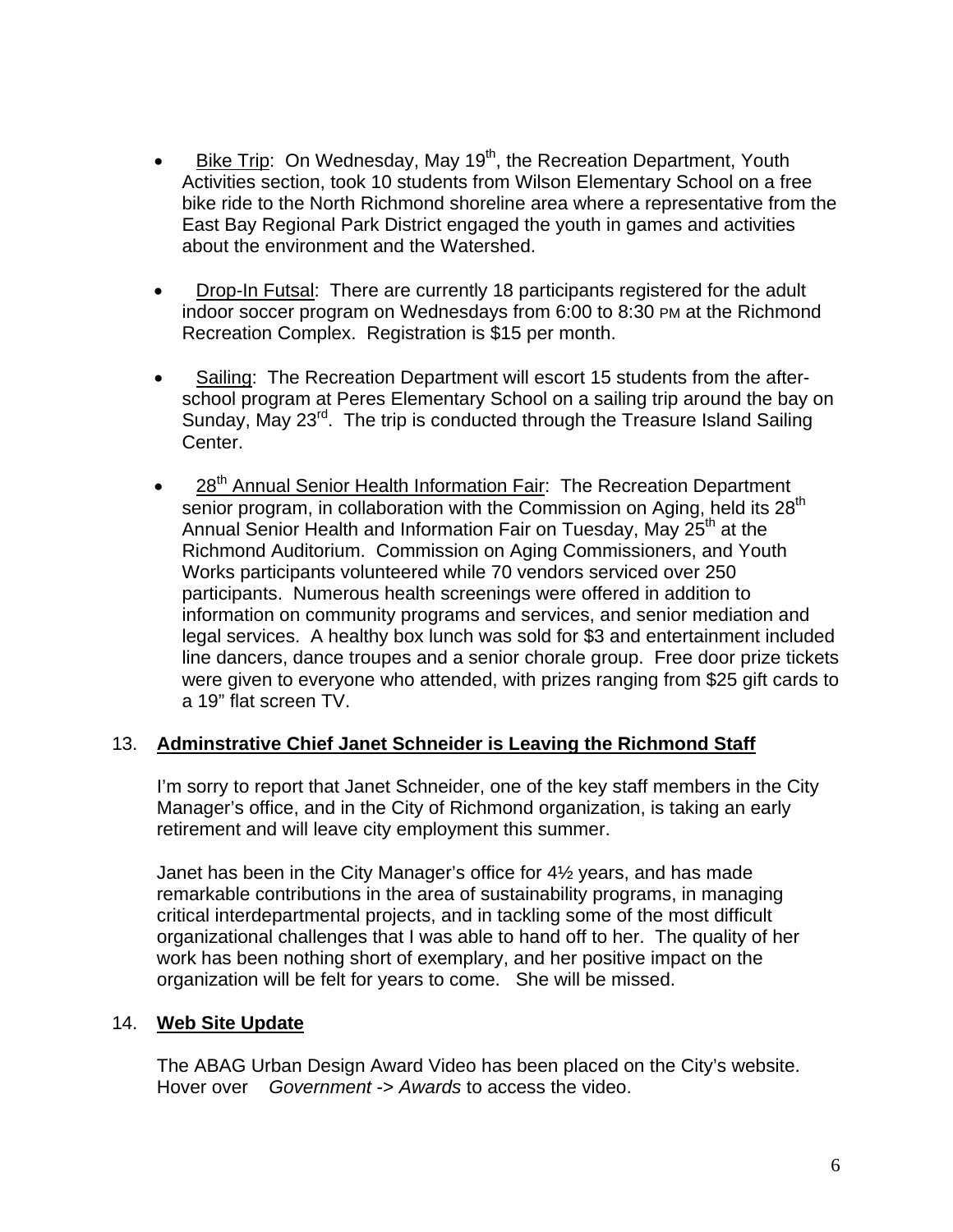- Bike Trip: On Wednesday, May 19th, the Recreation Department, Youth Activities section, took 10 students from Wilson Elementary School on a free bike ride to the North Richmond shoreline area where a representative from the East Bay Regional Park District engaged the youth in games and activities about the environment and the Watershed.

- Drop-In Futsal: There are currently 18 participants registered for the adult indoor soccer program on Wednesdays from 6:00 to 8:30 PM at the Richmond Recreation Complex. Registration is $15 per month.

- Sailing: The Recreation Department will escort 15 students from the after-school program at Peres Elementary School on a sailing trip around the bay on Sunday, May 23rd. The trip is conducted through the Treasure Island Sailing Center.

- 28th Annual Senior Health Information Fair: The Recreation Department senior program, in collaboration with the Commission on Aging, held its 28th Annual Senior Health and Information Fair on Tuesday, May 25th at the Richmond Auditorium. Commission on Aging Commissioners, and Youth Works participants volunteered while 70 vendors serviced over 250 participants. Numerous health screenings were offered in addition to information on community programs and services, and senior mediation and legal services. A healthy box lunch was sold for $3 and entertainment included line dancers, dance troupes and a senior chorale group. Free door prize tickets were given to everyone who attended, with prizes ranging from $25 gift cards to a 19" flat screen TV.

## 13. Adminstrative Chief Janet Schneider is Leaving the Richmond Staff

I'm sorry to report that Janet Schneider, one of the key staff members in the City Manager's office, and in the City of Richmond organization, is taking an early retirement and will leave city employment this summer.

Janet has been in the City Manager's office for 4½ years, and has made remarkable contributions in the area of sustainability programs, in managing critical interdepartmental projects, and in tackling some of the most difficult organizational challenges that I was able to hand off to her. The quality of her work has been nothing short of exemplary, and her positive impact on the organization will be felt for years to come. She will be missed.

## 14. Web Site Update

The ABAG Urban Design Award Video has been placed on the City's website. Hover over *Government -> Awards* to access the video.